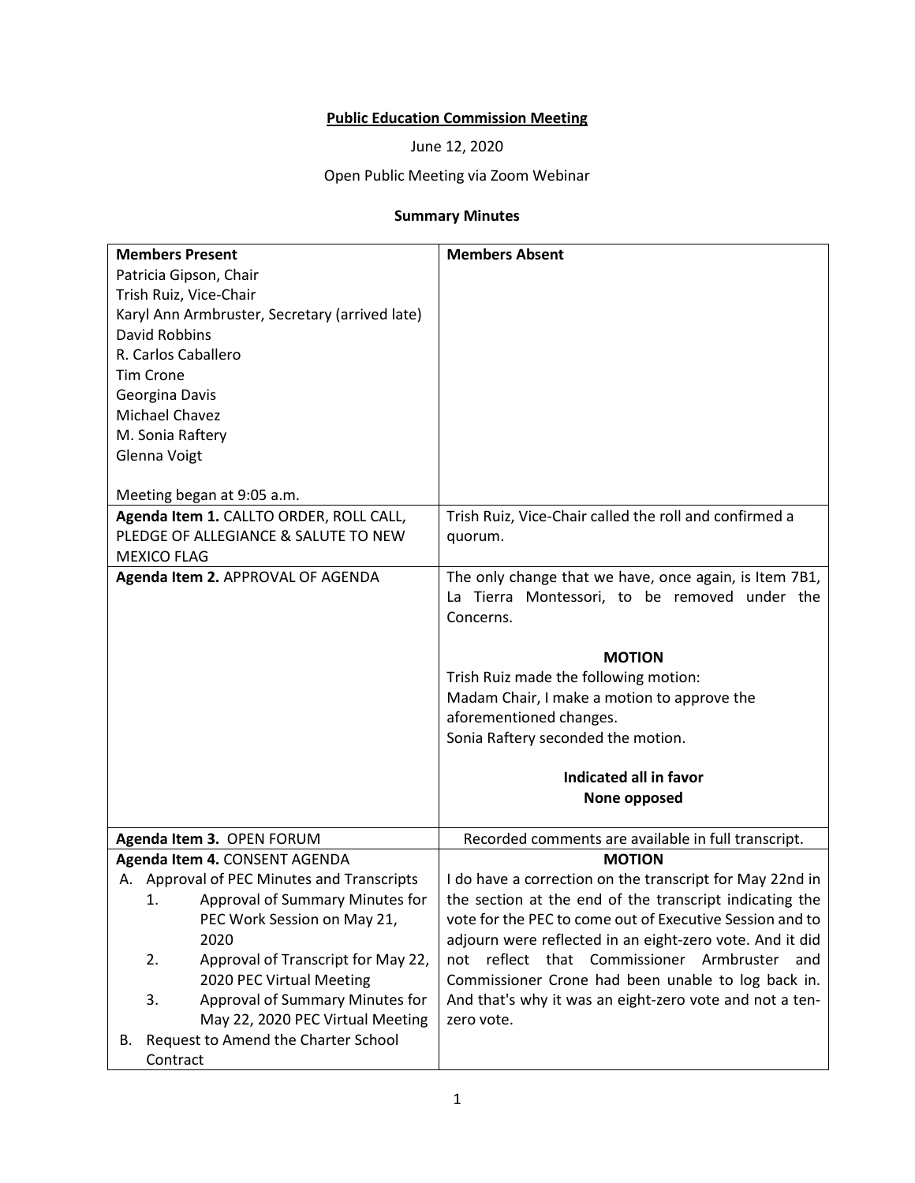**Public Education Commission Meeting**

June 12, 2020

Open Public Meeting via Zoom Webinar

**Summary Minutes**

| **Members Present** | **Members Absent** |
|---|---|
| Patricia Gipson, Chair<br>Trish Ruiz, Vice-Chair<br>Karyl Ann Armbruster, Secretary (arrived late)<br>David Robbins<br>R. Carlos Caballero<br>Tim Crone<br>Georgina Davis<br>Michael Chavez<br>M. Sonia Raftery<br>Glenna Voigt<br><br>Meeting began at 9:05 a.m. | |
| **Agenda Item 1.** CALLTO ORDER, ROLL CALL, PLEDGE OF ALLEGIANCE & SALUTE TO NEW MEXICO FLAG | Trish Ruiz, Vice-Chair called the roll and confirmed a quorum. |
| **Agenda Item 2.** APPROVAL OF AGENDA | The only change that we have, once again, is Item 7B1, La Tierra Montessori, to be removed under the Concerns.<br><br>**MOTION**<br>Trish Ruiz made the following motion:<br>Madam Chair, I make a motion to approve the aforementioned changes.<br>Sonia Raftery seconded the motion.<br><br>**Indicated all in favor**<br>**None opposed** |
| **Agenda Item 3.** OPEN FORUM | Recorded comments are available in full transcript. |
| **Agenda Item 4.** CONSENT AGENDA<br>A. Approval of PEC Minutes and Transcripts<br>1. Approval of Summary Minutes for PEC Work Session on May 21, 2020<br>2. Approval of Transcript for May 22, 2020 PEC Virtual Meeting<br>3. Approval of Summary Minutes for May 22, 2020 PEC Virtual Meeting<br>B. Request to Amend the Charter School Contract | **MOTION**<br>I do have a correction on the transcript for May 22nd in the section at the end of the transcript indicating the vote for the PEC to come out of Executive Session and to adjourn were reflected in an eight-zero vote. And it did not reflect that Commissioner Armbruster and Commissioner Crone had been unable to log back in. And that's why it was an eight-zero vote and not a ten-zero vote. |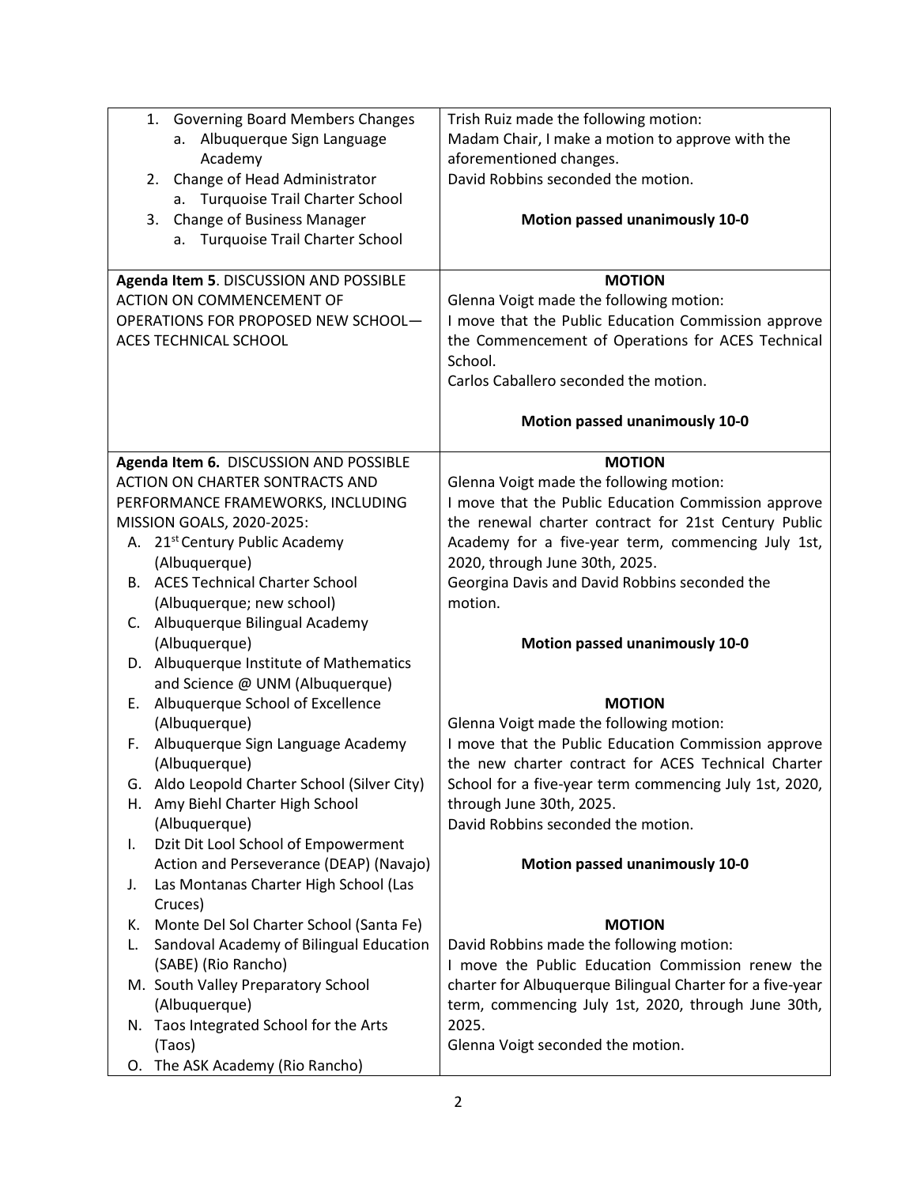| | |
|---|---|
| 1. Governing Board Members Changes<br>a. Albuquerque Sign Language Academy<br>2. Change of Head Administrator<br>a. Turquoise Trail Charter School<br>3. Change of Business Manager<br>a. Turquoise Trail Charter School | Trish Ruiz made the following motion:<br>Madam Chair, I make a motion to approve with the aforementioned changes.<br>David Robbins seconded the motion.<br><br>**Motion passed unanimously 10-0** |
| **Agenda Item 5**. DISCUSSION AND POSSIBLE ACTION ON COMMENCEMENT OF OPERATIONS FOR PROPOSED NEW SCHOOL—ACES TECHNICAL SCHOOL | **MOTION**<br>Glenna Voigt made the following motion:<br>I move that the Public Education Commission approve the Commencement of Operations for ACES Technical School.<br>Carlos Caballero seconded the motion.<br><br>**Motion passed unanimously 10-0** |
| **Agenda Item 6.** DISCUSSION AND POSSIBLE ACTION ON CHARTER SONTRACTS AND PERFORMANCE FRAMEWORKS, INCLUDING MISSION GOALS, 2020-2025:<br>A. 21st Century Public Academy (Albuquerque)<br>B. ACES Technical Charter School (Albuquerque; new school)<br>C. Albuquerque Bilingual Academy (Albuquerque)<br>D. Albuquerque Institute of Mathematics and Science @ UNM (Albuquerque)<br>E. Albuquerque School of Excellence (Albuquerque)<br>F. Albuquerque Sign Language Academy (Albuquerque)<br>G. Aldo Leopold Charter School (Silver City)<br>H. Amy Biehl Charter High School (Albuquerque)<br>I. Dzit Dit Lool School of Empowerment Action and Perseverance (DEAP) (Navajo)<br>J. Las Montanas Charter High School (Las Cruces)<br>K. Monte Del Sol Charter School (Santa Fe)<br>L. Sandoval Academy of Bilingual Education (SABE) (Rio Rancho)<br>M. South Valley Preparatory School (Albuquerque)<br>N. Taos Integrated School for the Arts (Taos)<br>O. The ASK Academy (Rio Rancho) | **MOTION**<br>Glenna Voigt made the following motion:<br>I move that the Public Education Commission approve the renewal charter contract for 21st Century Public Academy for a five-year term, commencing July 1st, 2020, through June 30th, 2025.<br>Georgina Davis and David Robbins seconded the motion.<br><br>**Motion passed unanimously 10-0**<br><br>**MOTION**<br>Glenna Voigt made the following motion:<br>I move that the Public Education Commission approve the new charter contract for ACES Technical Charter School for a five-year term commencing July 1st, 2020, through June 30th, 2025.<br>David Robbins seconded the motion.<br><br>**Motion passed unanimously 10-0**<br><br>**MOTION**<br>David Robbins made the following motion:<br>I move the Public Education Commission renew the charter for Albuquerque Bilingual Charter for a five-year term, commencing July 1st, 2020, through June 30th, 2025.<br>Glenna Voigt seconded the motion. |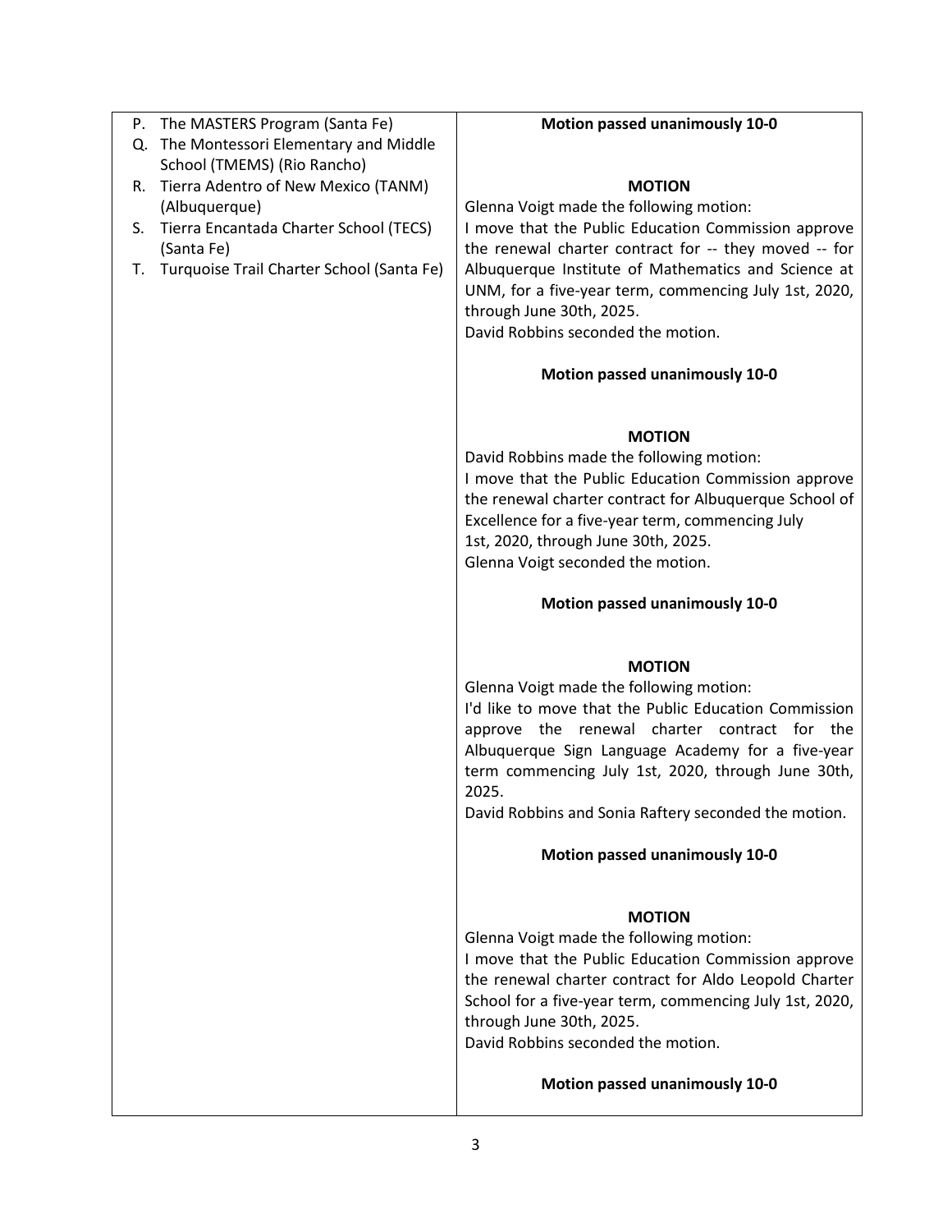| | |
|---|---|
| P. The MASTERS Program (Santa Fe)<br>Q. The Montessori Elementary and Middle School (TMEMS) (Rio Rancho)<br>R. Tierra Adentro of New Mexico (TANM) (Albuquerque)<br>S. Tierra Encantada Charter School (TECS) (Santa Fe)<br>T. Turquoise Trail Charter School (Santa Fe) | **Motion passed unanimously 10-0**<br><br>**MOTION**<br>Glenna Voigt made the following motion:<br>I move that the Public Education Commission approve the renewal charter contract for -- they moved -- for Albuquerque Institute of Mathematics and Science at UNM, for a five-year term, commencing July 1st, 2020, through June 30th, 2025.<br>David Robbins seconded the motion.<br><br>**Motion passed unanimously 10-0**<br><br>**MOTION**<br>David Robbins made the following motion:<br>I move that the Public Education Commission approve the renewal charter contract for Albuquerque School of Excellence for a five-year term, commencing July 1st, 2020, through June 30th, 2025.<br>Glenna Voigt seconded the motion.<br><br>**Motion passed unanimously 10-0**<br><br>**MOTION**<br>Glenna Voigt made the following motion:<br>I'd like to move that the Public Education Commission approve the renewal charter contract for the Albuquerque Sign Language Academy for a five-year term commencing July 1st, 2020, through June 30th, 2025.<br>David Robbins and Sonia Raftery seconded the motion.<br><br>**Motion passed unanimously 10-0**<br><br>**MOTION**<br>Glenna Voigt made the following motion:<br>I move that the Public Education Commission approve the renewal charter contract for Aldo Leopold Charter School for a five-year term, commencing July 1st, 2020, through June 30th, 2025.<br>David Robbins seconded the motion.<br><br>**Motion passed unanimously 10-0** |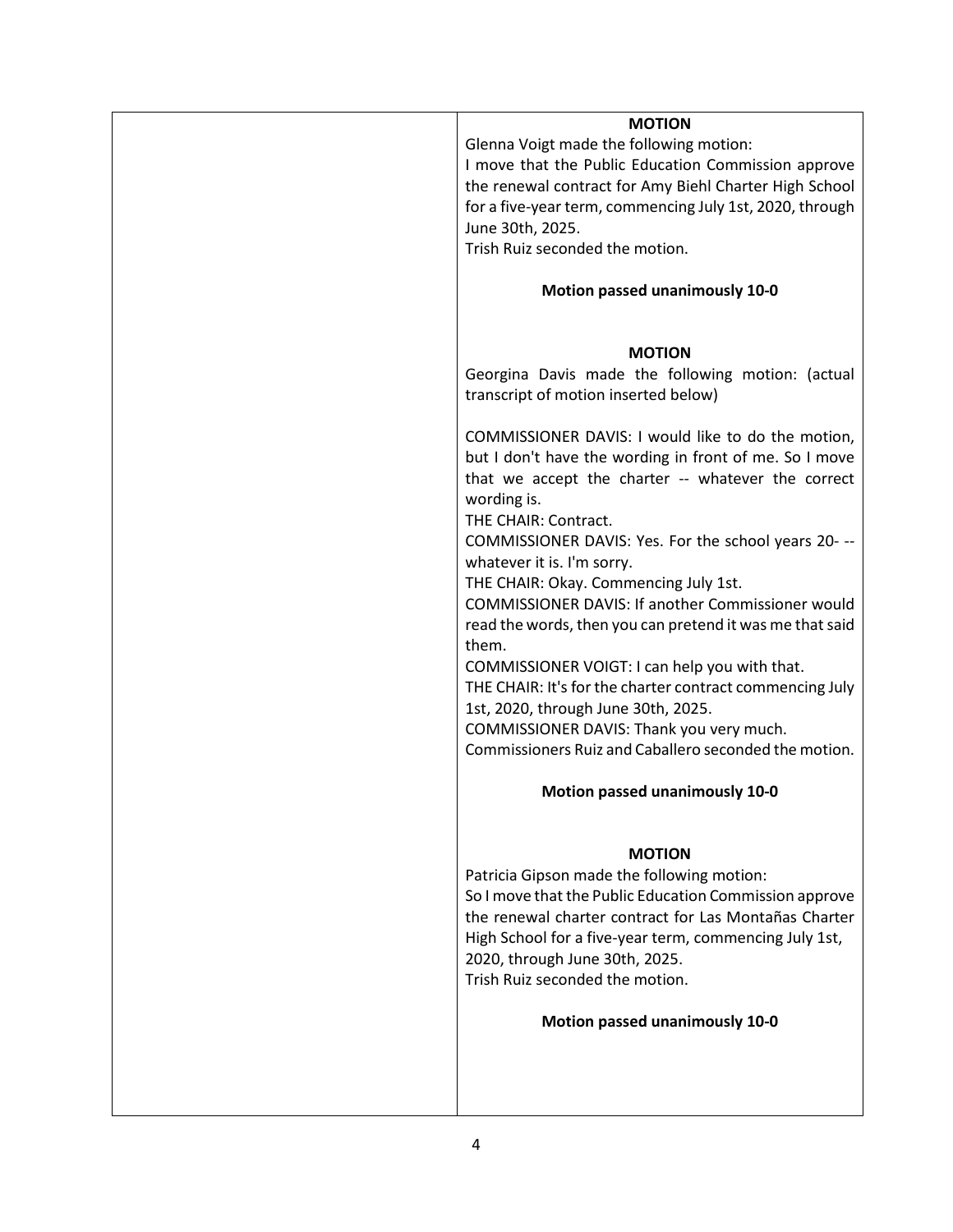| | **MOTION**<br>Glenna Voigt made the following motion:<br>I move that the Public Education Commission approve the renewal contract for Amy Biehl Charter High School for a five-year term, commencing July 1st, 2020, through June 30th, 2025.<br>Trish Ruiz seconded the motion.<br><br>**Motion passed unanimously 10-0**<br><br>**MOTION**<br>Georgina Davis made the following motion: (actual transcript of motion inserted below)<br><br>COMMISSIONER DAVIS: I would like to do the motion, but I don't have the wording in front of me. So I move that we accept the charter -- whatever the correct wording is.<br>THE CHAIR: Contract.<br>COMMISSIONER DAVIS: Yes. For the school years 20- -- whatever it is. I'm sorry.<br>THE CHAIR: Okay. Commencing July 1st.<br>COMMISSIONER DAVIS: If another Commissioner would read the words, then you can pretend it was me that said them.<br>COMMISSIONER VOIGT: I can help you with that.<br>THE CHAIR: It's for the charter contract commencing July 1st, 2020, through June 30th, 2025.<br>COMMISSIONER DAVIS: Thank you very much.<br>Commissioners Ruiz and Caballero seconded the motion.<br><br>**Motion passed unanimously 10-0**<br><br>**MOTION**<br>Patricia Gipson made the following motion:<br>So I move that the Public Education Commission approve the renewal charter contract for Las Montañas Charter High School for a five-year term, commencing July 1st, 2020, through June 30th, 2025.<br>Trish Ruiz seconded the motion.<br><br>**Motion passed unanimously 10-0** |
|---|---|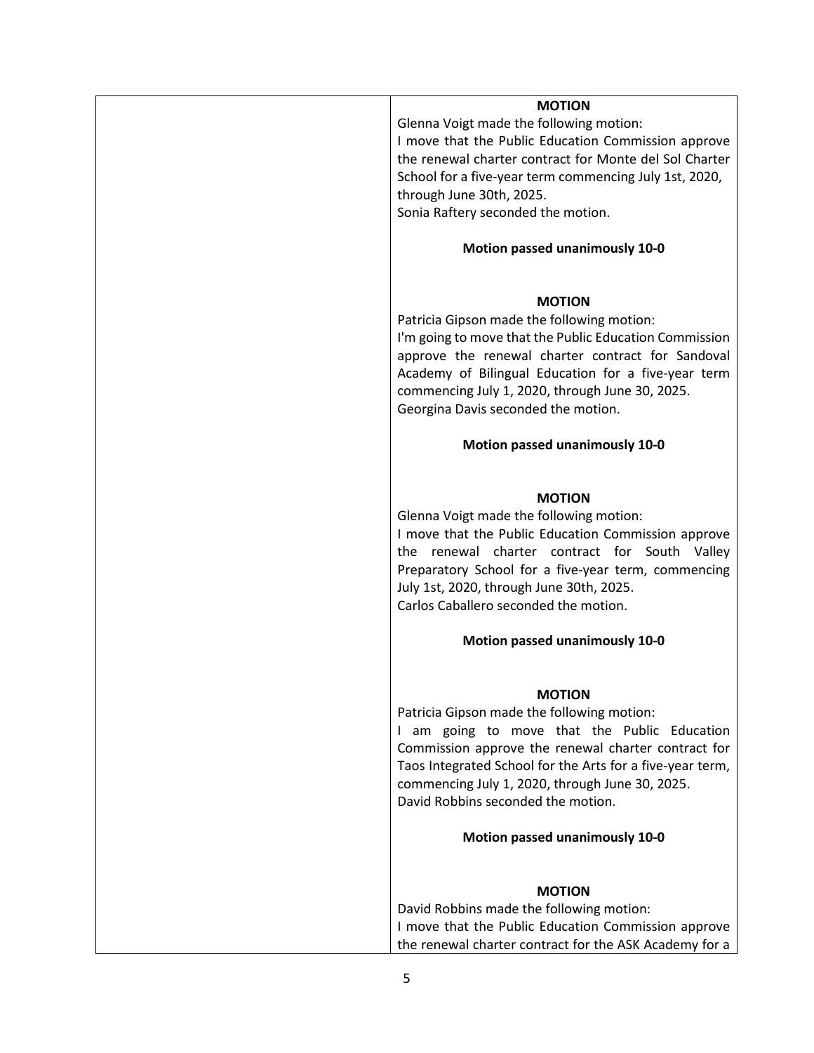| | **MOTION**<br>Glenna Voigt made the following motion:<br>I move that the Public Education Commission approve the renewal charter contract for Monte del Sol Charter School for a five-year term commencing July 1st, 2020, through June 30th, 2025.<br>Sonia Raftery seconded the motion.<br><br>**Motion passed unanimously 10-0**<br><br>**MOTION**<br>Patricia Gipson made the following motion:<br>I'm going to move that the Public Education Commission approve the renewal charter contract for Sandoval Academy of Bilingual Education for a five-year term commencing July 1, 2020, through June 30, 2025.<br>Georgina Davis seconded the motion.<br><br>**Motion passed unanimously 10-0**<br><br>**MOTION**<br>Glenna Voigt made the following motion:<br>I move that the Public Education Commission approve the renewal charter contract for South Valley Preparatory School for a five-year term, commencing July 1st, 2020, through June 30th, 2025.<br>Carlos Caballero seconded the motion.<br><br>**Motion passed unanimously 10-0**<br><br>**MOTION**<br>Patricia Gipson made the following motion:<br>I am going to move that the Public Education Commission approve the renewal charter contract for Taos Integrated School for the Arts for a five-year term, commencing July 1, 2020, through June 30, 2025.<br>David Robbins seconded the motion.<br><br>**Motion passed unanimously 10-0**<br><br>**MOTION**<br>David Robbins made the following motion:<br>I move that the Public Education Commission approve the renewal charter contract for the ASK Academy for a |
|---|---|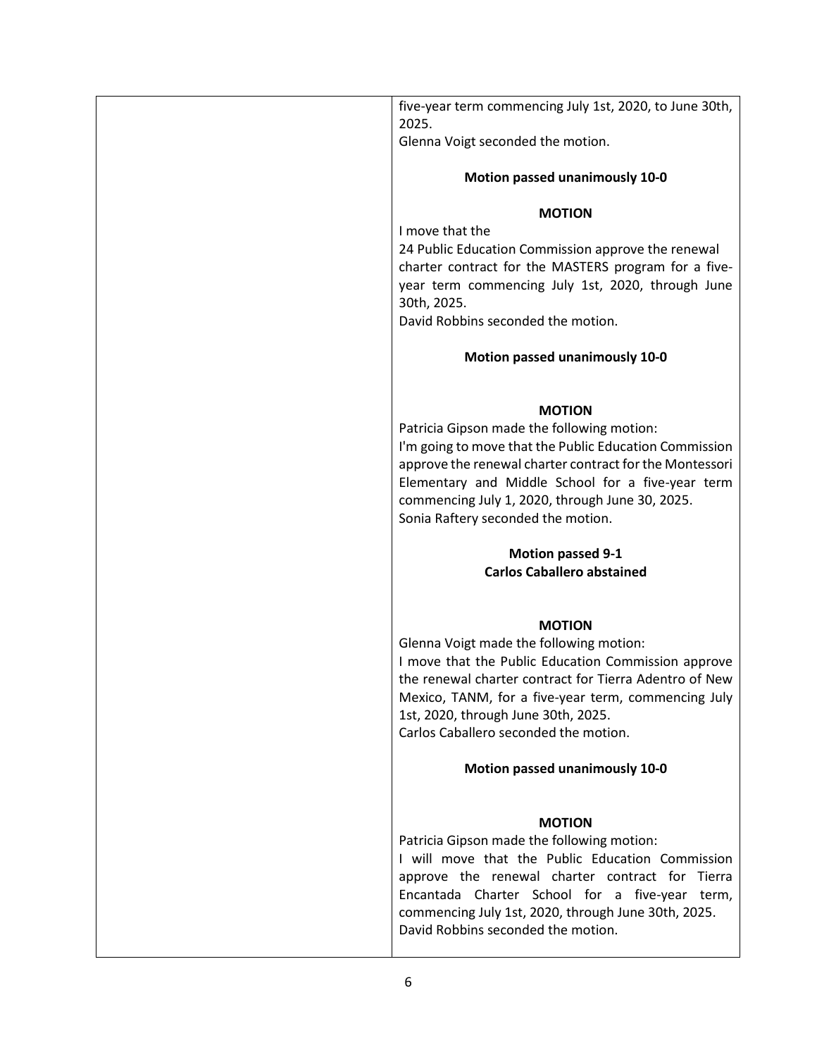| | five-year term commencing July 1st, 2020, to June 30th, 2025.<br>Glenna Voigt seconded the motion.<br><br>**Motion passed unanimously 10-0**<br><br>**MOTION**<br>I move that the<br>24 Public Education Commission approve the renewal charter contract for the MASTERS program for a five-year term commencing July 1st, 2020, through June 30th, 2025.<br>David Robbins seconded the motion.<br><br>**Motion passed unanimously 10-0**<br><br>**MOTION**<br>Patricia Gipson made the following motion:<br>I'm going to move that the Public Education Commission approve the renewal charter contract for the Montessori Elementary and Middle School for a five-year term commencing July 1, 2020, through June 30, 2025.<br>Sonia Raftery seconded the motion.<br><br>**Motion passed 9-1**<br>**Carlos Caballero abstained**<br><br>**MOTION**<br>Glenna Voigt made the following motion:<br>I move that the Public Education Commission approve the renewal charter contract for Tierra Adentro of New Mexico, TANM, for a five-year term, commencing July 1st, 2020, through June 30th, 2025.<br>Carlos Caballero seconded the motion.<br><br>**Motion passed unanimously 10-0**<br><br>**MOTION**<br>Patricia Gipson made the following motion:<br>I will move that the Public Education Commission approve the renewal charter contract for Tierra Encantada Charter School for a five-year term, commencing July 1st, 2020, through June 30th, 2025.<br>David Robbins seconded the motion. |
|---|---|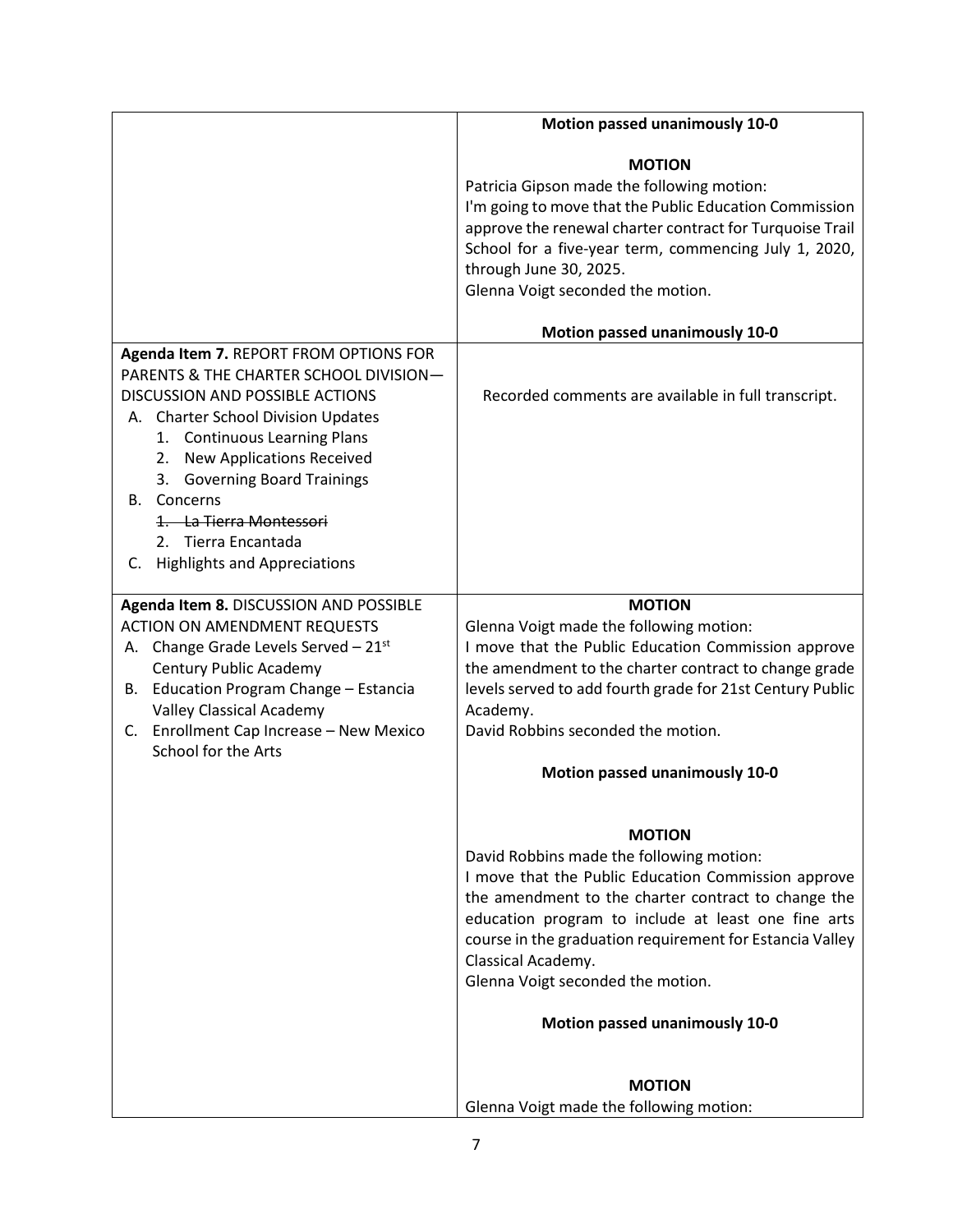| | |
|---|---|
| | **Motion passed unanimously 10-0**<br><br>**MOTION**<br>Patricia Gipson made the following motion:<br>I'm going to move that the Public Education Commission approve the renewal charter contract for Turquoise Trail School for a five-year term, commencing July 1, 2020, through June 30, 2025.<br>Glenna Voigt seconded the motion.<br><br>**Motion passed unanimously 10-0** |
| **Agenda Item 7.** REPORT FROM OPTIONS FOR PARENTS & THE CHARTER SCHOOL DIVISION—DISCUSSION AND POSSIBLE ACTIONS<br>A. Charter School Division Updates<br>1. Continuous Learning Plans<br>2. New Applications Received<br>3. Governing Board Trainings<br>B. Concerns<br>~~1. La Tierra Montessori~~<br>2. Tierra Encantada<br>C. Highlights and Appreciations | Recorded comments are available in full transcript. |
| **Agenda Item 8.** DISCUSSION AND POSSIBLE ACTION ON AMENDMENT REQUESTS<br>A. Change Grade Levels Served – 21st Century Public Academy<br>B. Education Program Change – Estancia Valley Classical Academy<br>C. Enrollment Cap Increase – New Mexico School for the Arts | **MOTION**<br>Glenna Voigt made the following motion:<br>I move that the Public Education Commission approve the amendment to the charter contract to change grade levels served to add fourth grade for 21st Century Public Academy.<br>David Robbins seconded the motion.<br><br>**Motion passed unanimously 10-0**<br><br>**MOTION**<br>David Robbins made the following motion:<br>I move that the Public Education Commission approve the amendment to the charter contract to change the education program to include at least one fine arts course in the graduation requirement for Estancia Valley Classical Academy.<br>Glenna Voigt seconded the motion.<br><br>**Motion passed unanimously 10-0**<br><br>**MOTION**<br>Glenna Voigt made the following motion: |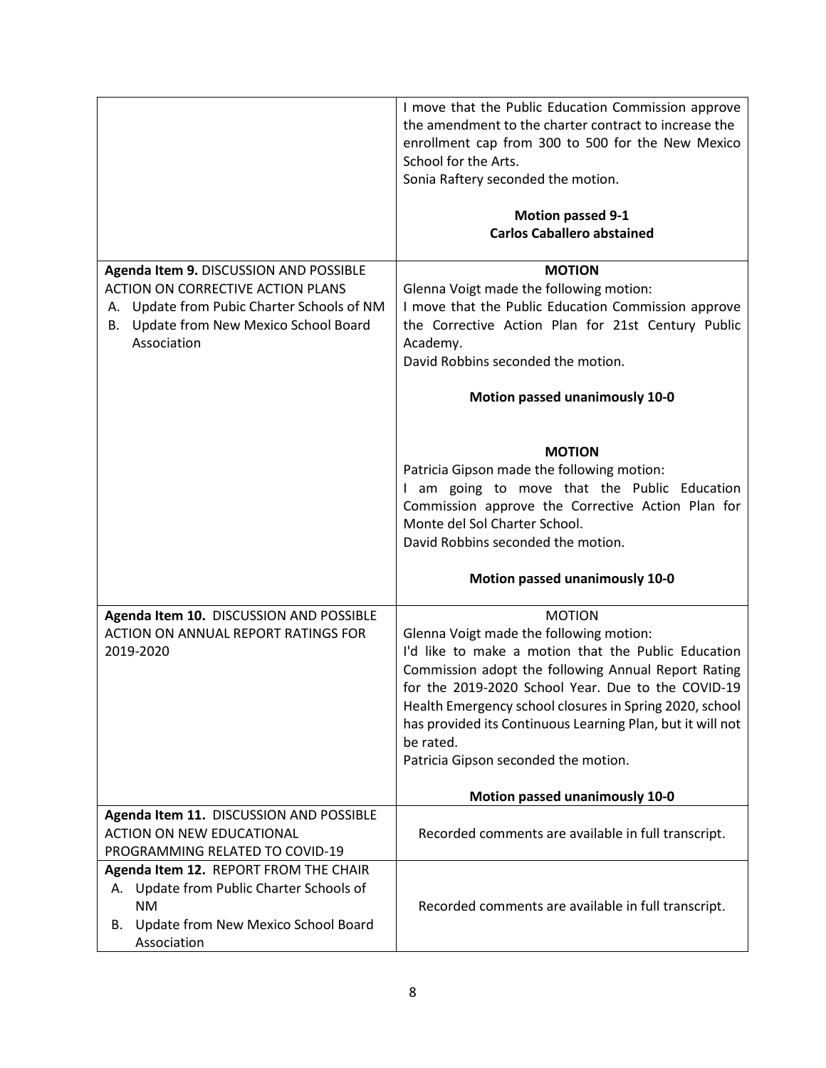| | |
|---|---|
| | I move that the Public Education Commission approve the amendment to the charter contract to increase the enrollment cap from 300 to 500 for the New Mexico School for the Arts.<br>Sonia Raftery seconded the motion.<br><br>**Motion passed 9-1**<br>**Carlos Caballero abstained** |
| **Agenda Item 9.** DISCUSSION AND POSSIBLE ACTION ON CORRECTIVE ACTION PLANS<br>A. Update from Pubic Charter Schools of NM<br>B. Update from New Mexico School Board Association | **MOTION**<br>Glenna Voigt made the following motion:<br>I move that the Public Education Commission approve the Corrective Action Plan for 21st Century Public Academy.<br>David Robbins seconded the motion.<br><br>**Motion passed unanimously 10-0**<br><br>**MOTION**<br>Patricia Gipson made the following motion:<br>I am going to move that the Public Education Commission approve the Corrective Action Plan for Monte del Sol Charter School.<br>David Robbins seconded the motion.<br><br>**Motion passed unanimously 10-0** |
| **Agenda Item 10.** DISCUSSION AND POSSIBLE ACTION ON ANNUAL REPORT RATINGS FOR 2019-2020 | MOTION<br>Glenna Voigt made the following motion:<br>I'd like to make a motion that the Public Education Commission adopt the following Annual Report Rating for the 2019-2020 School Year. Due to the COVID-19 Health Emergency school closures in Spring 2020, school has provided its Continuous Learning Plan, but it will not be rated.<br>Patricia Gipson seconded the motion.<br><br>**Motion passed unanimously 10-0** |
| **Agenda Item 11.** DISCUSSION AND POSSIBLE ACTION ON NEW EDUCATIONAL PROGRAMMING RELATED TO COVID-19 | Recorded comments are available in full transcript. |
| **Agenda Item 12.** REPORT FROM THE CHAIR<br>A. Update from Public Charter Schools of NM<br>B. Update from New Mexico School Board Association | Recorded comments are available in full transcript. |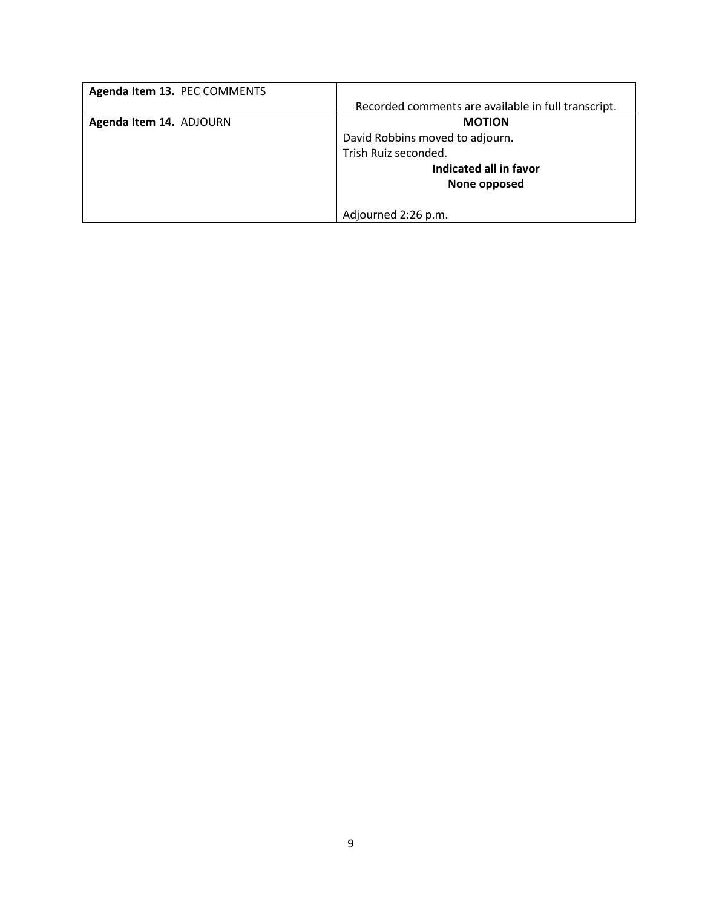| | |
|---|---|
| **Agenda Item 13.** PEC COMMENTS | Recorded comments are available in full transcript. |
| **Agenda Item 14.** ADJOURN | **MOTION**<br>David Robbins moved to adjourn.<br>Trish Ruiz seconded.<br>**Indicated all in favor**<br>**None opposed**<br><br>Adjourned 2:26 p.m. |